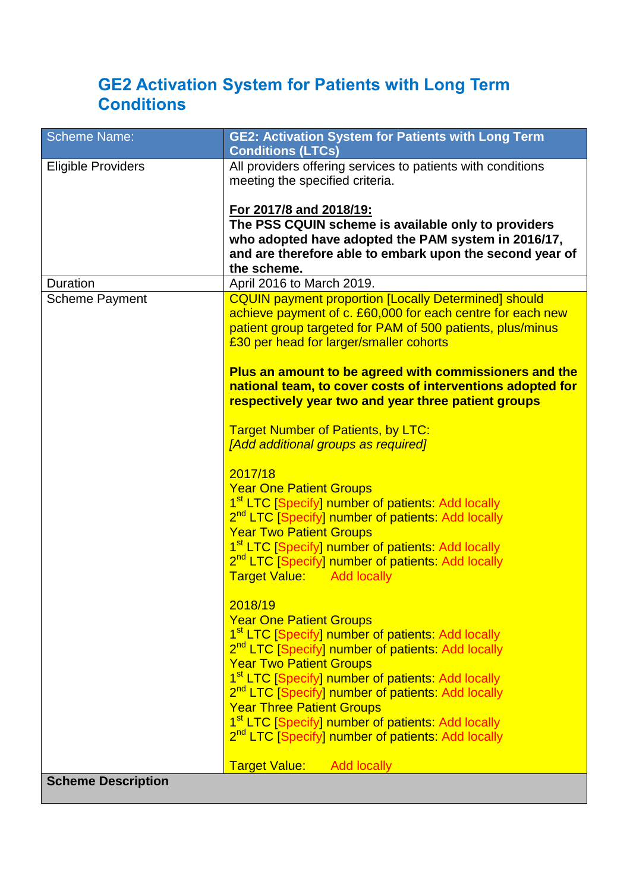# GE2 Activation System for Patients with Long Term Conditions

| Scheme Name: | **GE2: Activation System for Patients with Long Term Conditions (LTCs)** |
|---|---|
| Eligible Providers | All providers offering services to patients with conditions meeting the specified criteria.<br><br>**For 2017/8 and 2018/19:**<br>**The PSS CQUIN scheme is available only to providers who adopted have adopted the PAM system in 2016/17, and are therefore able to embark upon the second year of the scheme.** |
| Duration | April 2016 to March 2019. |
| Scheme Payment | CQUIN payment proportion [Locally Determined] should achieve payment of c. £60,000 for each centre for each new patient group targeted for PAM of 500 patients, plus/minus £30 per head for larger/smaller cohorts<br><br>**Plus an amount to be agreed with commissioners and the national team, to cover costs of interventions adopted for respectively year two and year three patient groups**<br><br>Target Number of Patients, by LTC:<br>*[Add additional groups as required]*<br><br>2017/18<br>Year One Patient Groups<br>1st LTC [Specify] number of patients: Add locally<br>2nd LTC [Specify] number of patients: Add locally<br>Year Two Patient Groups<br>1st LTC [Specify] number of patients: Add locally<br>2nd LTC [Specify] number of patients: Add locally<br>Target Value: Add locally<br><br>2018/19<br>Year One Patient Groups<br>1st LTC [Specify] number of patients: Add locally<br>2nd LTC [Specify] number of patients: Add locally<br>Year Two Patient Groups<br>1st LTC [Specify] number of patients: Add locally<br>2nd LTC [Specify] number of patients: Add locally<br>Year Three Patient Groups<br>1st LTC [Specify] number of patients: Add locally<br>2nd LTC [Specify] number of patients: Add locally<br><br>Target Value: Add locally |
| **Scheme Description** | |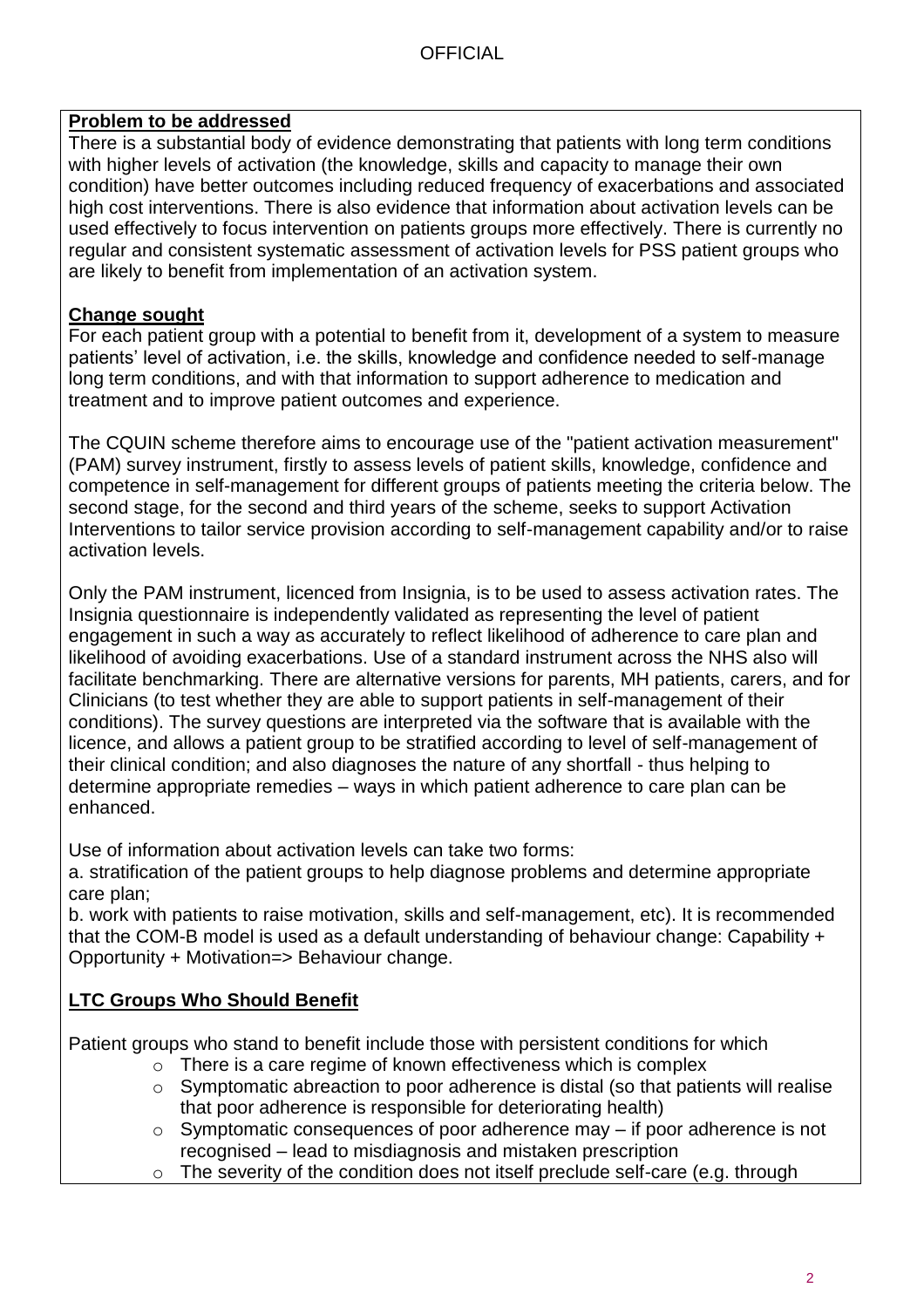**Problem to be addressed**

There is a substantial body of evidence demonstrating that patients with long term conditions with higher levels of activation (the knowledge, skills and capacity to manage their own condition) have better outcomes including reduced frequency of exacerbations and associated high cost interventions. There is also evidence that information about activation levels can be used effectively to focus intervention on patients groups more effectively. There is currently no regular and consistent systematic assessment of activation levels for PSS patient groups who are likely to benefit from implementation of an activation system.

**Change sought**

For each patient group with a potential to benefit from it, development of a system to measure patients' level of activation, i.e. the skills, knowledge and confidence needed to self-manage long term conditions, and with that information to support adherence to medication and treatment and to improve patient outcomes and experience.

The CQUIN scheme therefore aims to encourage use of the "patient activation measurement" (PAM) survey instrument, firstly to assess levels of patient skills, knowledge, confidence and competence in self-management for different groups of patients meeting the criteria below. The second stage, for the second and third years of the scheme, seeks to support Activation Interventions to tailor service provision according to self-management capability and/or to raise activation levels.

Only the PAM instrument, licenced from Insignia, is to be used to assess activation rates. The Insignia questionnaire is independently validated as representing the level of patient engagement in such a way as accurately to reflect likelihood of adherence to care plan and likelihood of avoiding exacerbations. Use of a standard instrument across the NHS also will facilitate benchmarking. There are alternative versions for parents, MH patients, carers, and for Clinicians (to test whether they are able to support patients in self-management of their conditions). The survey questions are interpreted via the software that is available with the licence, and allows a patient group to be stratified according to level of self-management of their clinical condition; and also diagnoses the nature of any shortfall - thus helping to determine appropriate remedies – ways in which patient adherence to care plan can be enhanced.

Use of information about activation levels can take two forms:

a. stratification of the patient groups to help diagnose problems and determine appropriate care plan;

b. work with patients to raise motivation, skills and self-management, etc). It is recommended that the COM-B model is used as a default understanding of behaviour change: Capability + Opportunity + Motivation=> Behaviour change.

**LTC Groups Who Should Benefit**

Patient groups who stand to benefit include those with persistent conditions for which

- There is a care regime of known effectiveness which is complex
- Symptomatic abreaction to poor adherence is distal (so that patients will realise that poor adherence is responsible for deteriorating health)
- Symptomatic consequences of poor adherence may – if poor adherence is not recognised – lead to misdiagnosis and mistaken prescription
- The severity of the condition does not itself preclude self-care (e.g. through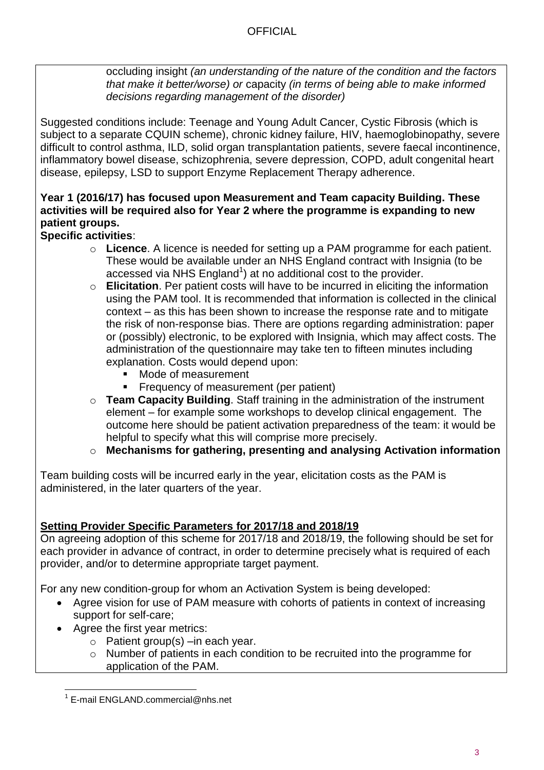occluding insight *(an understanding of the nature of the condition and the factors that make it better/worse) or* capacity *(in terms of being able to make informed decisions regarding management of the disorder)*

Suggested conditions include: Teenage and Young Adult Cancer, Cystic Fibrosis (which is subject to a separate CQUIN scheme), chronic kidney failure, HIV, haemoglobinopathy, severe difficult to control asthma, ILD, solid organ transplantation patients, severe faecal incontinence, inflammatory bowel disease, schizophrenia, severe depression, COPD, adult congenital heart disease, epilepsy, LSD to support Enzyme Replacement Therapy adherence.

**Year 1 (2016/17) has focused upon Measurement and Team capacity Building. These activities will be required also for Year 2 where the programme is expanding to new patient groups.**

**Specific activities**:

- **Licence**. A licence is needed for setting up a PAM programme for each patient. These would be available under an NHS England contract with Insignia (to be accessed via NHS England[1]) at no additional cost to the provider.
- **Elicitation**. Per patient costs will have to be incurred in eliciting the information using the PAM tool. It is recommended that information is collected in the clinical context – as this has been shown to increase the response rate and to mitigate the risk of non-response bias. There are options regarding administration: paper or (possibly) electronic, to be explored with Insignia, which may affect costs. The administration of the questionnaire may take ten to fifteen minutes including explanation. Costs would depend upon:
  - Mode of measurement
  - Frequency of measurement (per patient)
- **Team Capacity Building**. Staff training in the administration of the instrument element – for example some workshops to develop clinical engagement. The outcome here should be patient activation preparedness of the team: it would be helpful to specify what this will comprise more precisely.
- **Mechanisms for gathering, presenting and analysing Activation information**

Team building costs will be incurred early in the year, elicitation costs as the PAM is administered, in the later quarters of the year.

**<u>Setting Provider Specific Parameters for 2017/18 and 2018/19</u>**

On agreeing adoption of this scheme for 2017/18 and 2018/19, the following should be set for each provider in advance of contract, in order to determine precisely what is required of each provider, and/or to determine appropriate target payment.

For any new condition-group for whom an Activation System is being developed:

- Agree vision for use of PAM measure with cohorts of patients in context of increasing support for self-care;
- Agree the first year metrics:
  - Patient group(s) –in each year.
  - Number of patients in each condition to be recruited into the programme for application of the PAM.

[1] E-mail ENGLAND.commercial@nhs.net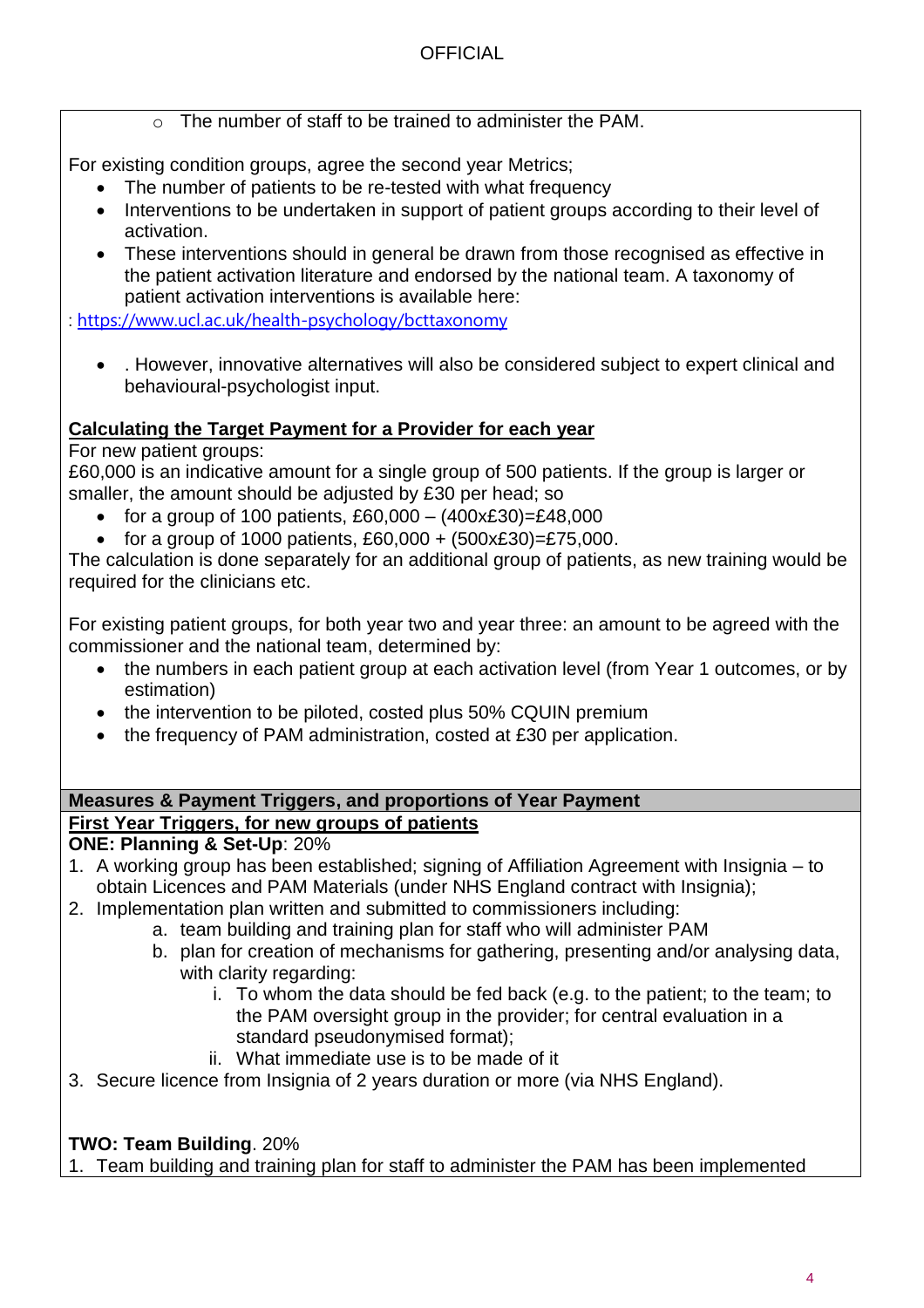- The number of staff to be trained to administer the PAM.

For existing condition groups, agree the second year Metrics;

- The number of patients to be re-tested with what frequency
- Interventions to be undertaken in support of patient groups according to their level of activation.
- These interventions should in general be drawn from those recognised as effective in the patient activation literature and endorsed by the national team. A taxonomy of patient activation interventions is available here:

: https://www.ucl.ac.uk/health-psychology/bcttaxonomy

- . However, innovative alternatives will also be considered subject to expert clinical and behavioural-psychologist input.

**Calculating the Target Payment for a Provider for each year**

For new patient groups:

£60,000 is an indicative amount for a single group of 500 patients. If the group is larger or smaller, the amount should be adjusted by £30 per head; so

- for a group of 100 patients, £60,000 – (400x£30)=£48,000
- for a group of 1000 patients, £60,000 + (500x£30)=£75,000.

The calculation is done separately for an additional group of patients, as new training would be required for the clinicians etc.

For existing patient groups, for both year two and year three: an amount to be agreed with the commissioner and the national team, determined by:

- the numbers in each patient group at each activation level (from Year 1 outcomes, or by estimation)
- the intervention to be piloted, costed plus 50% CQUIN premium
- the frequency of PAM administration, costed at £30 per application.

**Measures & Payment Triggers, and proportions of Year Payment**

**First Year Triggers, for new groups of patients**

**ONE: Planning & Set-Up**: 20%

1. A working group has been established; signing of Affiliation Agreement with Insignia – to obtain Licences and PAM Materials (under NHS England contract with Insignia);
2. Implementation plan written and submitted to commissioners including:
   a. team building and training plan for staff who will administer PAM
   b. plan for creation of mechanisms for gathering, presenting and/or analysing data, with clarity regarding:
      i. To whom the data should be fed back (e.g. to the patient; to the team; to the PAM oversight group in the provider; for central evaluation in a standard pseudonymised format);
      ii. What immediate use is to be made of it
3. Secure licence from Insignia of 2 years duration or more (via NHS England).

**TWO: Team Building**. 20%

1. Team building and training plan for staff to administer the PAM has been implemented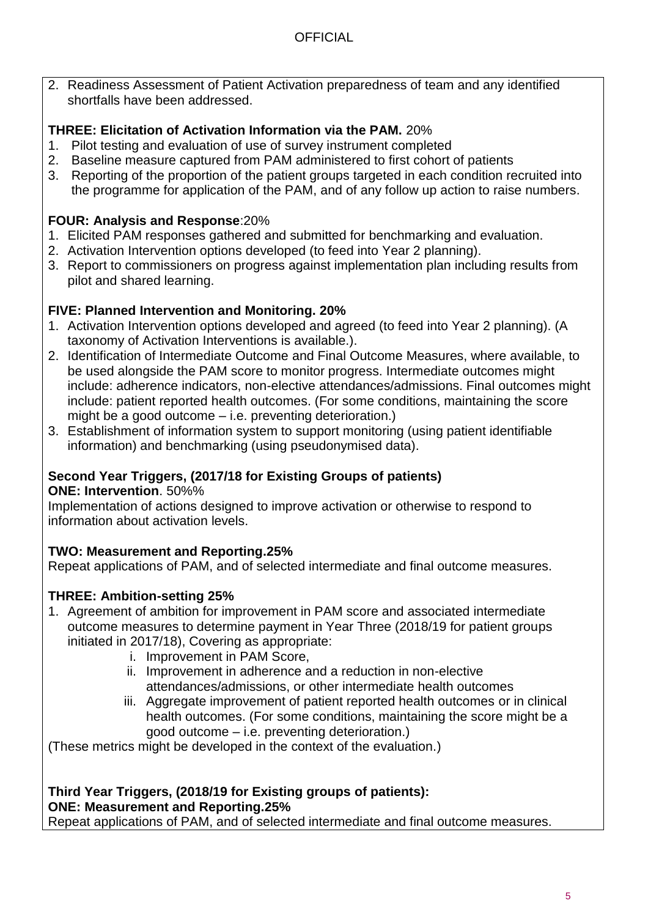2. Readiness Assessment of Patient Activation preparedness of team and any identified shortfalls have been addressed.

**THREE: Elicitation of Activation Information via the PAM.** 20%

1. Pilot testing and evaluation of use of survey instrument completed
2. Baseline measure captured from PAM administered to first cohort of patients
3. Reporting of the proportion of the patient groups targeted in each condition recruited into the programme for application of the PAM, and of any follow up action to raise numbers.

**FOUR: Analysis and Response**:20%

1. Elicited PAM responses gathered and submitted for benchmarking and evaluation.
2. Activation Intervention options developed (to feed into Year 2 planning).
3. Report to commissioners on progress against implementation plan including results from pilot and shared learning.

**FIVE: Planned Intervention and Monitoring. 20%**

1. Activation Intervention options developed and agreed (to feed into Year 2 planning). (A taxonomy of Activation Interventions is available.).
2. Identification of Intermediate Outcome and Final Outcome Measures, where available, to be used alongside the PAM score to monitor progress. Intermediate outcomes might include: adherence indicators, non-elective attendances/admissions. Final outcomes might include: patient reported health outcomes. (For some conditions, maintaining the score might be a good outcome – i.e. preventing deterioration.)
3. Establishment of information system to support monitoring (using patient identifiable information) and benchmarking (using pseudonymised data).

**Second Year Triggers, (2017/18 for Existing Groups of patients)**
**ONE: Intervention**. 50%%

Implementation of actions designed to improve activation or otherwise to respond to information about activation levels.

**TWO: Measurement and Reporting.25%**

Repeat applications of PAM, and of selected intermediate and final outcome measures.

**THREE: Ambition-setting 25%**

1. Agreement of ambition for improvement in PAM score and associated intermediate outcome measures to determine payment in Year Three (2018/19 for patient groups initiated in 2017/18), Covering as appropriate:
   i. Improvement in PAM Score,
   ii. Improvement in adherence and a reduction in non-elective attendances/admissions, or other intermediate health outcomes
   iii. Aggregate improvement of patient reported health outcomes or in clinical health outcomes. (For some conditions, maintaining the score might be a good outcome – i.e. preventing deterioration.)

(These metrics might be developed in the context of the evaluation.)

**Third Year Triggers, (2018/19 for Existing groups of patients):**
**ONE: Measurement and Reporting.25%**

Repeat applications of PAM, and of selected intermediate and final outcome measures.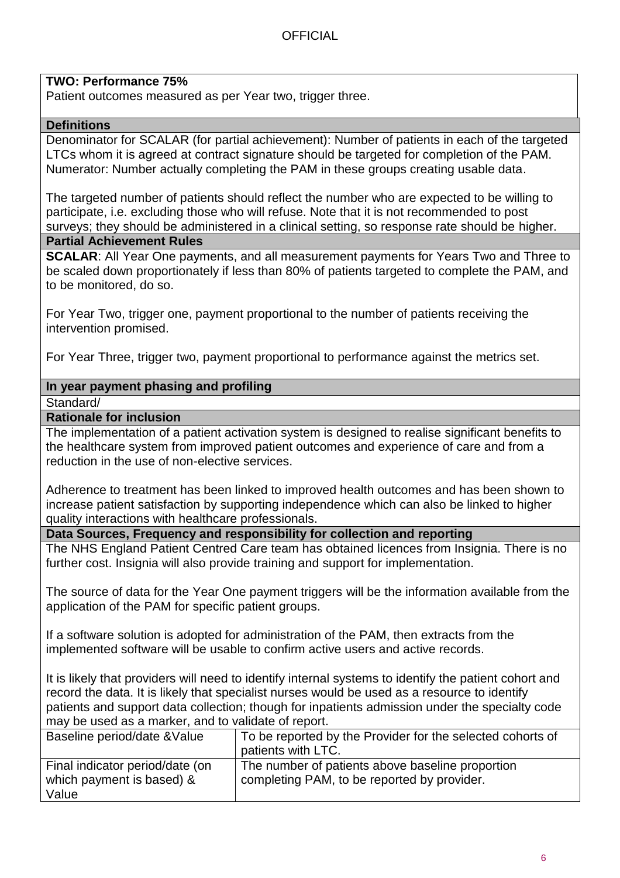**TWO: Performance 75%**
Patient outcomes measured as per Year two, trigger three.

**Definitions**

Denominator for SCALAR (for partial achievement): Number of patients in each of the targeted LTCs whom it is agreed at contract signature should be targeted for completion of the PAM. Numerator: Number actually completing the PAM in these groups creating usable data.

The targeted number of patients should reflect the number who are expected to be willing to participate, i.e. excluding those who will refuse. Note that it is not recommended to post surveys; they should be administered in a clinical setting, so response rate should be higher.

**Partial Achievement Rules**

**SCALAR**: All Year One payments, and all measurement payments for Years Two and Three to be scaled down proportionately if less than 80% of patients targeted to complete the PAM, and to be monitored, do so.

For Year Two, trigger one, payment proportional to the number of patients receiving the intervention promised.

For Year Three, trigger two, payment proportional to performance against the metrics set.

**In year payment phasing and profiling**

Standard/

**Rationale for inclusion**

The implementation of a patient activation system is designed to realise significant benefits to the healthcare system from improved patient outcomes and experience of care and from a reduction in the use of non-elective services.

Adherence to treatment has been linked to improved health outcomes and has been shown to increase patient satisfaction by supporting independence which can also be linked to higher quality interactions with healthcare professionals.

**Data Sources, Frequency and responsibility for collection and reporting**

The NHS England Patient Centred Care team has obtained licences from Insignia. There is no further cost. Insignia will also provide training and support for implementation.

The source of data for the Year One payment triggers will be the information available from the application of the PAM for specific patient groups.

If a software solution is adopted for administration of the PAM, then extracts from the implemented software will be usable to confirm active users and active records.

It is likely that providers will need to identify internal systems to identify the patient cohort and record the data. It is likely that specialist nurses would be used as a resource to identify patients and support data collection; though for inpatients admission under the specialty code may be used as a marker, and to validate of report.

| | |
|---|---|
| Baseline period/date &Value | To be reported by the Provider for the selected cohorts of patients with LTC. |
| Final indicator period/date (on which payment is based) & Value | The number of patients above baseline proportion completing PAM, to be reported by provider. |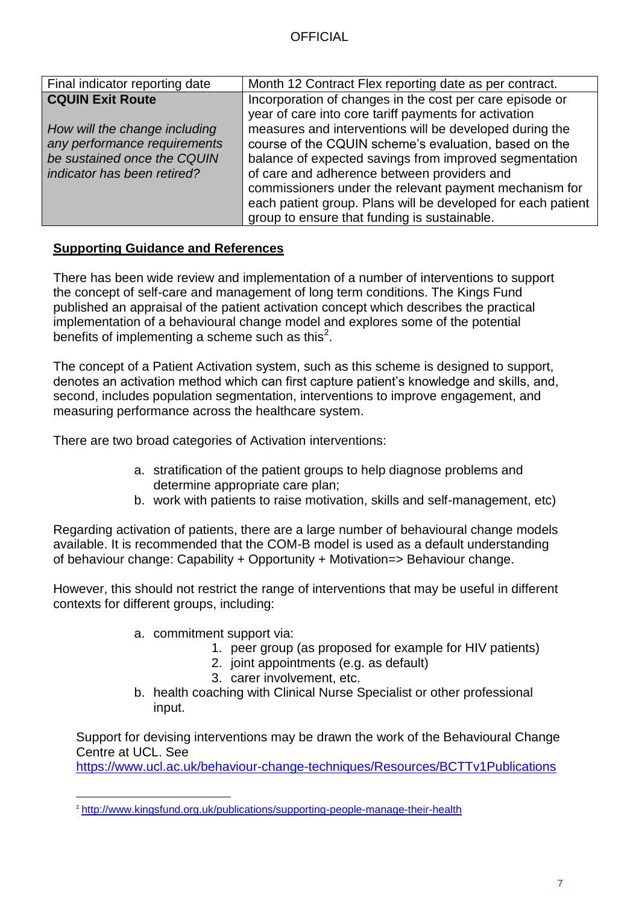| Final indicator reporting date | Month 12 Contract Flex reporting date as per contract. |
|---|---|
| **CQUIN Exit Route**<br><br>*How will the change including any performance requirements be sustained once the CQUIN indicator has been retired?* | Incorporation of changes in the cost per care episode or year of care into core tariff payments for activation measures and interventions will be developed during the course of the CQUIN scheme's evaluation, based on the balance of expected savings from improved segmentation of care and adherence between providers and commissioners under the relevant payment mechanism for each patient group. Plans will be developed for each patient group to ensure that funding is sustainable. |

**Supporting Guidance and References**

There has been wide review and implementation of a number of interventions to support the concept of self-care and management of long term conditions. The Kings Fund published an appraisal of the patient activation concept which describes the practical implementation of a behavioural change model and explores some of the potential benefits of implementing a scheme such as this[2].

The concept of a Patient Activation system, such as this scheme is designed to support, denotes an activation method which can first capture patient's knowledge and skills, and, second, includes population segmentation, interventions to improve engagement, and measuring performance across the healthcare system.

There are two broad categories of Activation interventions:

a. stratification of the patient groups to help diagnose problems and determine appropriate care plan;
b. work with patients to raise motivation, skills and self-management, etc)

Regarding activation of patients, there are a large number of behavioural change models available. It is recommended that the COM-B model is used as a default understanding of behaviour change: Capability + Opportunity + Motivation=> Behaviour change.

However, this should not restrict the range of interventions that may be useful in different contexts for different groups, including:

a. commitment support via:
   1. peer group (as proposed for example for HIV patients)
   2. joint appointments (e.g. as default)
   3. carer involvement, etc.
b. health coaching with Clinical Nurse Specialist or other professional input.

Support for devising interventions may be drawn the work of the Behavioural Change Centre at UCL. See https://www.ucl.ac.uk/behaviour-change-techniques/Resources/BCTTv1Publications

[2] http://www.kingsfund.org.uk/publications/supporting-people-manage-their-health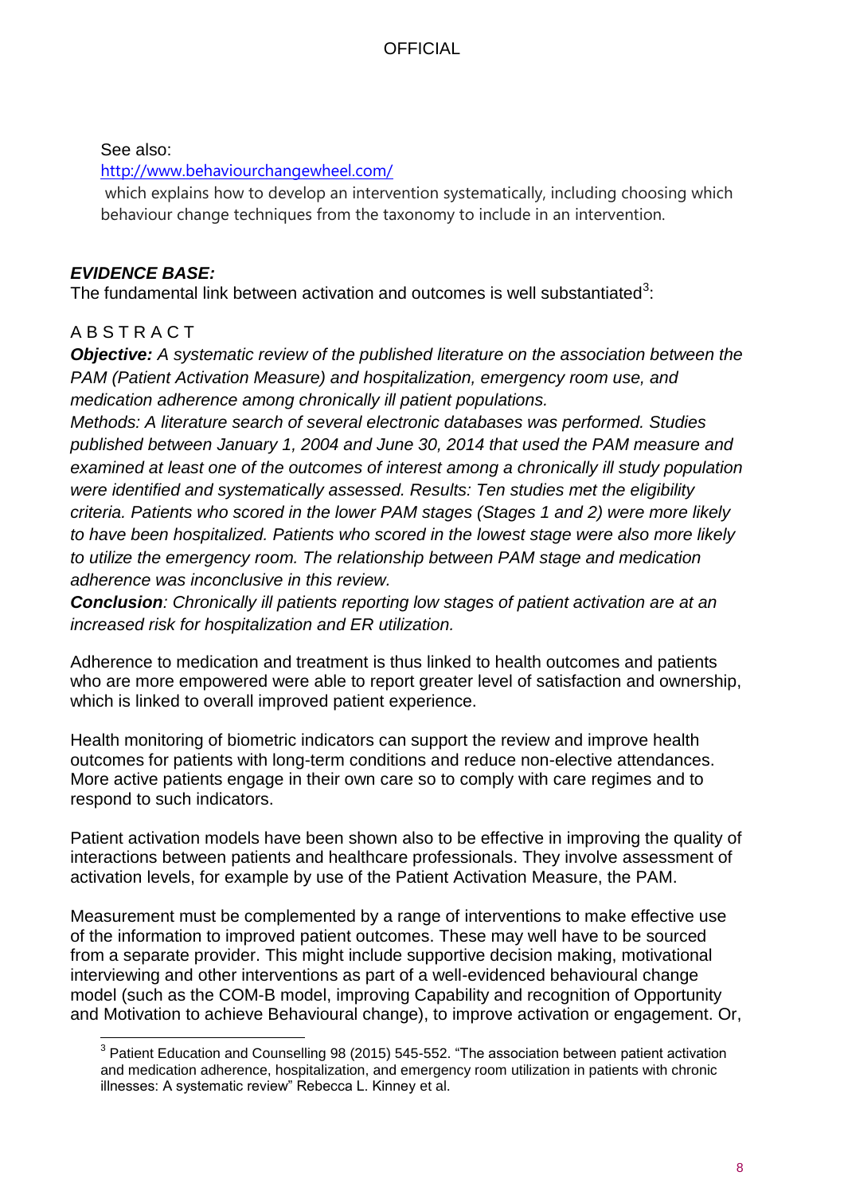See also:

http://www.behaviourchangewheel.com/

which explains how to develop an intervention systematically, including choosing which behaviour change techniques from the taxonomy to include in an intervention.

***EVIDENCE BASE:***

The fundamental link between activation and outcomes is well substantiated[3]:

A B S T R A C T

***Objective:*** *A systematic review of the published literature on the association between the PAM (Patient Activation Measure) and hospitalization, emergency room use, and medication adherence among chronically ill patient populations.*

*Methods: A literature search of several electronic databases was performed. Studies published between January 1, 2004 and June 30, 2014 that used the PAM measure and examined at least one of the outcomes of interest among a chronically ill study population were identified and systematically assessed. Results: Ten studies met the eligibility criteria. Patients who scored in the lower PAM stages (Stages 1 and 2) were more likely to have been hospitalized. Patients who scored in the lowest stage were also more likely to utilize the emergency room. The relationship between PAM stage and medication adherence was inconclusive in this review.*

***Conclusion****: Chronically ill patients reporting low stages of patient activation are at an increased risk for hospitalization and ER utilization.*

Adherence to medication and treatment is thus linked to health outcomes and patients who are more empowered were able to report greater level of satisfaction and ownership, which is linked to overall improved patient experience.

Health monitoring of biometric indicators can support the review and improve health outcomes for patients with long-term conditions and reduce non-elective attendances. More active patients engage in their own care so to comply with care regimes and to respond to such indicators.

Patient activation models have been shown also to be effective in improving the quality of interactions between patients and healthcare professionals. They involve assessment of activation levels, for example by use of the Patient Activation Measure, the PAM.

Measurement must be complemented by a range of interventions to make effective use of the information to improved patient outcomes. These may well have to be sourced from a separate provider. This might include supportive decision making, motivational interviewing and other interventions as part of a well-evidenced behavioural change model (such as the COM-B model, improving Capability and recognition of Opportunity and Motivation to achieve Behavioural change), to improve activation or engagement. Or,

[3] Patient Education and Counselling 98 (2015) 545-552. "The association between patient activation and medication adherence, hospitalization, and emergency room utilization in patients with chronic illnesses: A systematic review" Rebecca L. Kinney et al.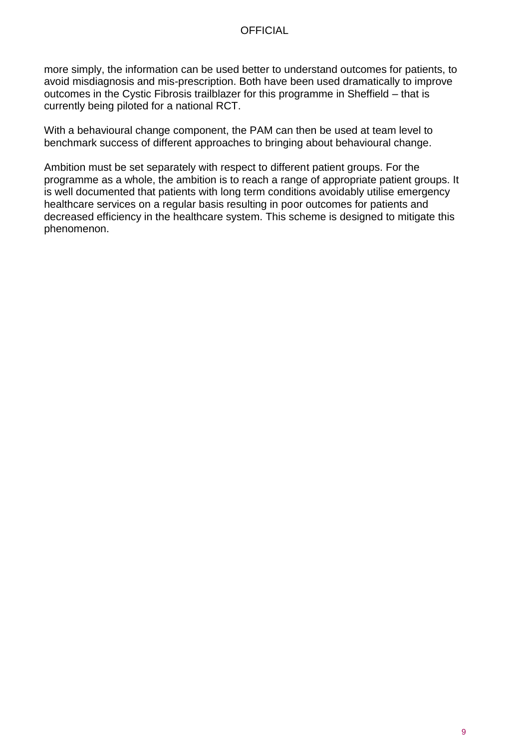more simply, the information can be used better to understand outcomes for patients, to avoid misdiagnosis and mis-prescription. Both have been used dramatically to improve outcomes in the Cystic Fibrosis trailblazer for this programme in Sheffield – that is currently being piloted for a national RCT.

With a behavioural change component, the PAM can then be used at team level to benchmark success of different approaches to bringing about behavioural change.

Ambition must be set separately with respect to different patient groups. For the programme as a whole, the ambition is to reach a range of appropriate patient groups. It is well documented that patients with long term conditions avoidably utilise emergency healthcare services on a regular basis resulting in poor outcomes for patients and decreased efficiency in the healthcare system. This scheme is designed to mitigate this phenomenon.